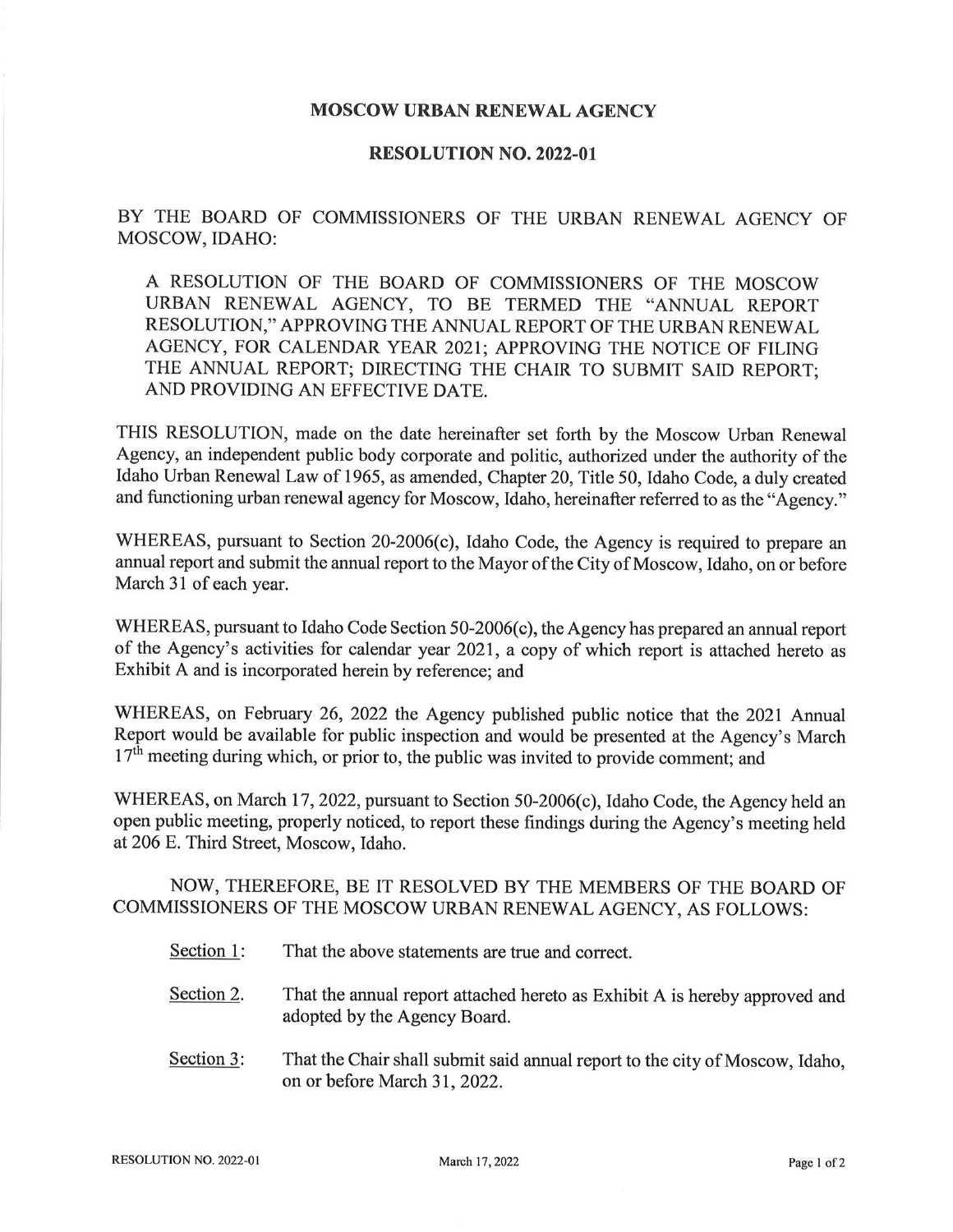# MOSCOW URBAN RENEWAL AGENCY

## RESOLUTION NO. 2022-01

BY THE BOARD OF COMMISSIONERS OF THE URBAN RENEWAL AGENCY OF MOSCOW, IDAHO:

A RESOLUTION OF THE BOARD OF COMMISSIONERS OF THE MOSCOW URBAN RENEWAL AGENCY, TO BE TERMED THE "ANNUAL REPORT RESOLUTION," APPROVING THE ANNUAL REPORT OF THE URBAN RENEWAL AGENCY, FOR CALENDAR YEAR 2021; APPROVING THE NOTICE OF FILING THE ANNUAL REPORT; DIRECTING THE CHAIR TO SUBMIT SAID REPORT; AND PROVIDING AN EFFECTIVE DATE.

THIS RESOLUTION, made on the date hereinafter set forth by the Moscow Urban Renewal Agency, an independent public body corporate and politic, authorized under the authority of the Idaho Urban Renewal Law of 1965, as amended, Chapter 20, Title 50, Idaho Code, a duly created and functioning urban renewal agency for Moscow, Idaho, hereinafter referred to as the "Agency."

WHEREAS, pursuant to Section 20-2006(c), Idaho Code, the Agency is required to prepare an annual report and submit the annual report to the Mayor of the City of Moscow, Idaho, on or before March 31 of each year.

WHEREAS, pursuant to Idaho Code Section 50-2006(c), the Agency has prepared an annual report of the Agency's activities for calendar year 2021, a copy of which report is attached hereto as Exhibit A and is incorporated herein by reference; and

WHEREAS, on February 26, 2022 the Agency published public notice that the 2021 Annual Report would be available for public inspection and would be presented at the Agency's March 17th meeting during which, or prior to, the public was invited to provide comment; and

WHEREAS, on March 17, 2022, pursuant to Section 50-2006(c), Idaho Code, the Agency held an open public meeting, properly noticed, to report these findings during the Agency's meeting held at 206 E. Third Street, Moscow, Idaho.

NOW, THEREFORE, BE IT RESOLVED BY THE MEMBERS OF THE BOARD OF COMMISSIONERS OF THE MOSCOW URBAN RENEWAL AGENCY, AS FOLLOWS:

Section 1: That the above statements are true and correct.

Section 2. That the annual report attached hereto as Exhibit A is hereby approved and adopted by the Agency Board.

Section 3: That the Chair shall submit said annual report to the city of Moscow, Idaho, on or before March 31, 2022.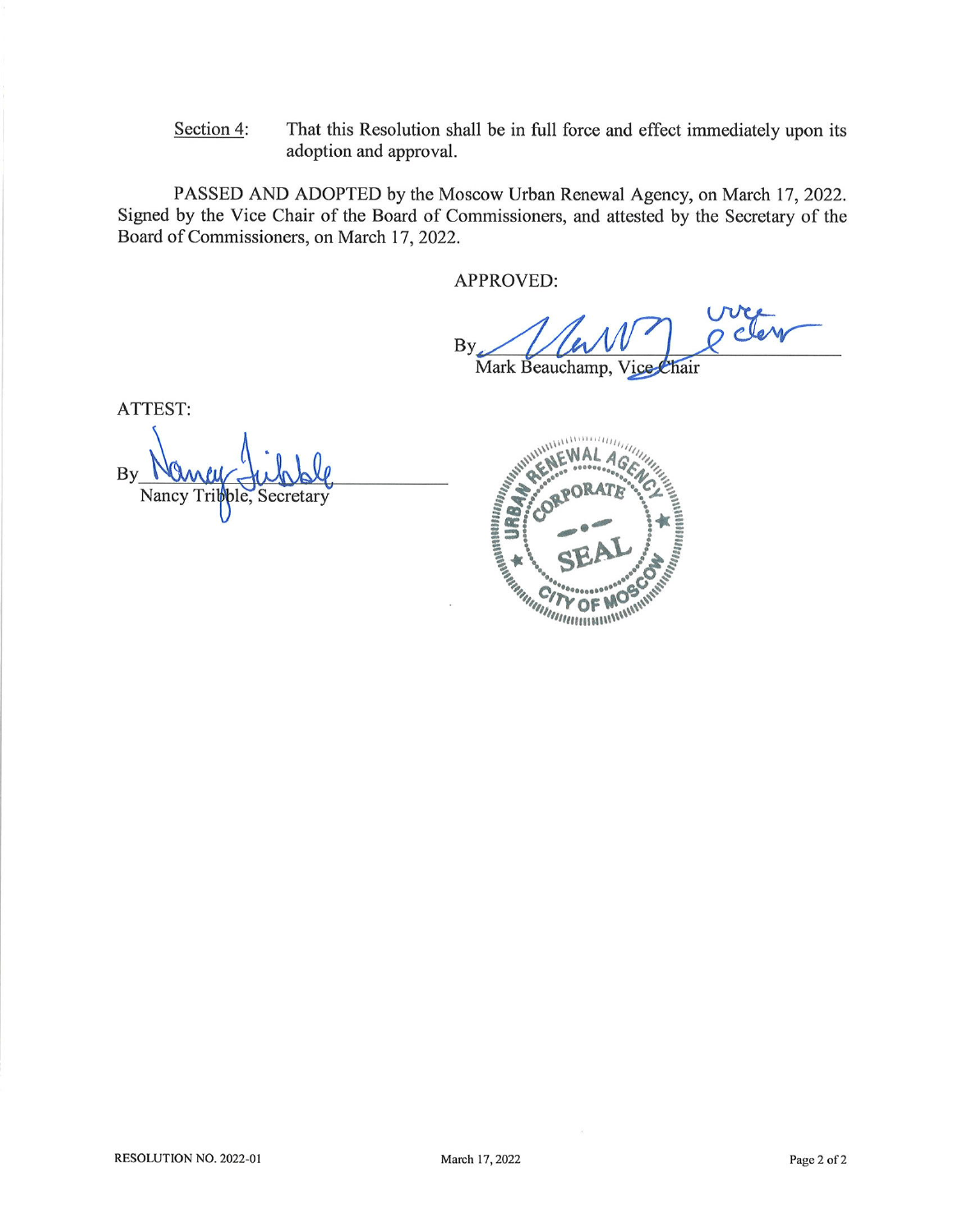Section 4: That this Resolution shall be in full force and effect immediately upon its adoption and approval.

PASSED AND ADOPTED by the Moscow Urban Renewal Agency, on March 17, 2022. Signed by the Vice Chair of the Board of Commissioners, and attested by the Secretary of the Board of Commissioners, on March 17, 2022.

APPROVED:

By ______________________
Mark Beauchamp, Vice Chair

ATTEST:

By ______________________
Nancy Tribble, Secretary

URBAN RENEWAL AGENCY CORPORATE SEAL CITY OF MOSCOW

RESOLUTION NO. 2022-01 March 17, 2022